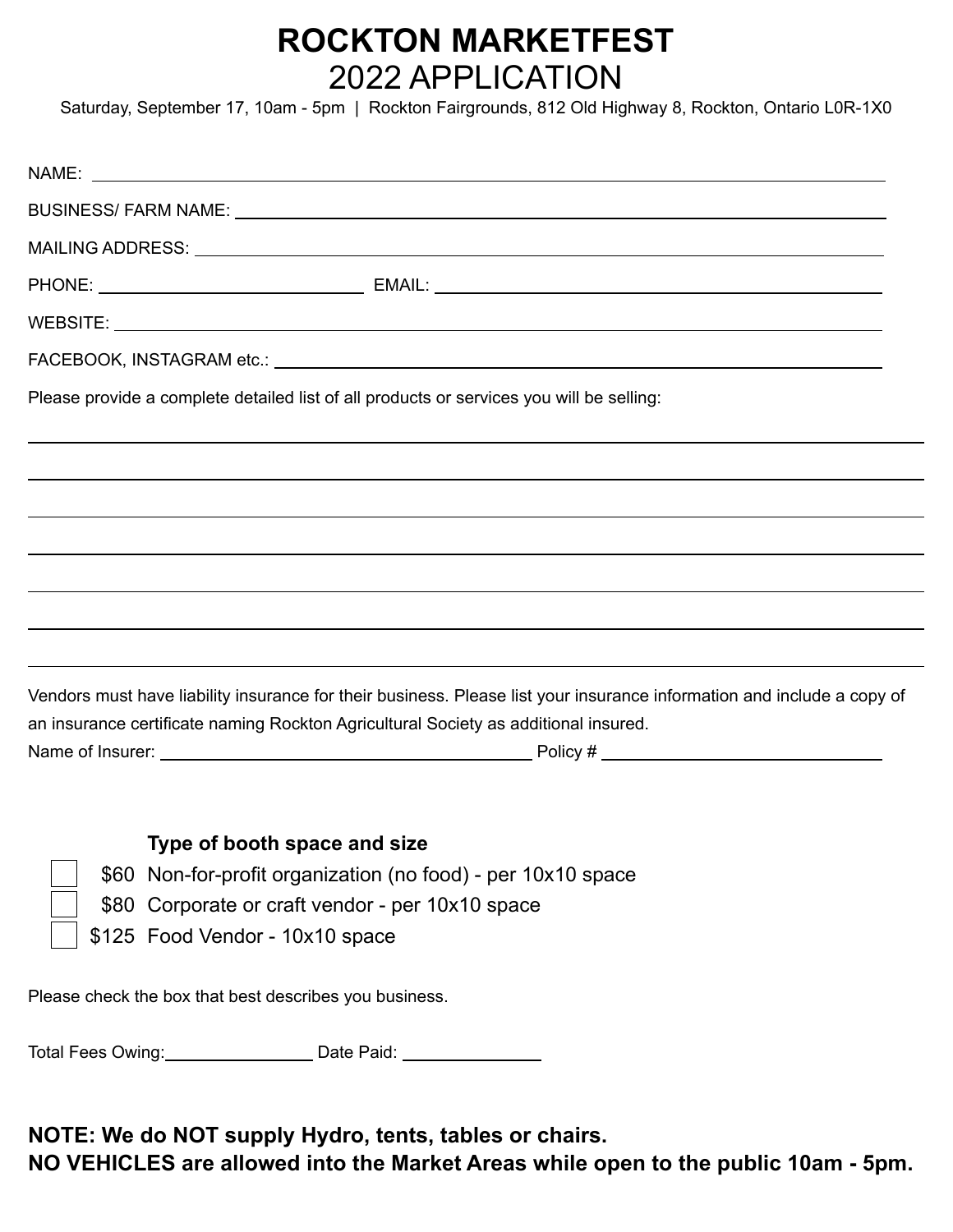# ROCKTON MARKETFEST
## 2022 APPLICATION

Saturday, September 17, 10am - 5pm | Rockton Fairgrounds, 812 Old Highway 8, Rockton, Ontario L0R-1X0

NAME: ______________________________________________

BUSINESS/ FARM NAME: ______________________________________________

MAILING ADDRESS: ______________________________________________

PHONE: ____________________ EMAIL: ______________________________

WEBSITE: ______________________________________________

FACEBOOK, INSTAGRAM etc.: ______________________________________________

Please provide a complete detailed list of all products or services you will be selling:

______________________________________________

______________________________________________

______________________________________________

______________________________________________

______________________________________________

______________________________________________

______________________________________________

Vendors must have liability insurance for their business. Please list your insurance information and include a copy of an insurance certificate naming Rockton Agricultural Society as additional insured.

Name of Insurer: ______________________________ Policy # ____________________

**Type of booth space and size**

- ☐ $60 Non-for-profit organization (no food) - per 10x10 space
- ☐ $80 Corporate or craft vendor - per 10x10 space
- ☐ $125 Food Vendor - 10x10 space

Please check the box that best describes you business.

Total Fees Owing: ______________ Date Paid: ______________

**NOTE: We do NOT supply Hydro, tents, tables or chairs.**
**NO VEHICLES are allowed into the Market Areas while open to the public 10am - 5pm.**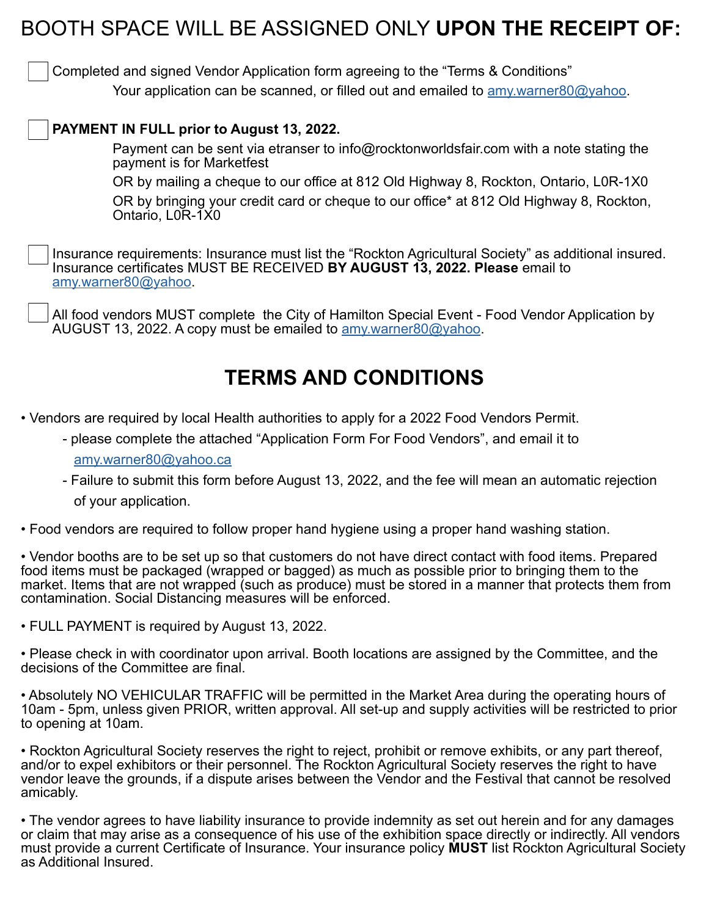# BOOTH SPACE WILL BE ASSIGNED ONLY **UPON THE RECEIPT OF:**

- [ ] Completed and signed Vendor Application form agreeing to the "Terms & Conditions"
  Your application can be scanned, or filled out and emailed to amy.warner80@yahoo.

- [ ] **PAYMENT IN FULL prior to August 13, 2022.**
  Payment can be sent via etranser to info@rocktonworldsfair.com with a note stating the payment is for Marketfest
  OR by mailing a cheque to our office at 812 Old Highway 8, Rockton, Ontario, L0R-1X0
  OR by bringing your credit card or cheque to our office* at 812 Old Highway 8, Rockton, Ontario, L0R-1X0

- [ ] Insurance requirements: Insurance must list the "Rockton Agricultural Society" as additional insured. Insurance certificates MUST BE RECEIVED **BY AUGUST 13, 2022. Please** email to amy.warner80@yahoo.

- [ ] All food vendors MUST complete the City of Hamilton Special Event - Food Vendor Application by AUGUST 13, 2022. A copy must be emailed to amy.warner80@yahoo.

## TERMS AND CONDITIONS

- Vendors are required by local Health authorities to apply for a 2022 Food Vendors Permit.
  - please complete the attached "Application Form For Food Vendors", and email it to amy.warner80@yahoo.ca
  - Failure to submit this form before August 13, 2022, and the fee will mean an automatic rejection of your application.

- Food vendors are required to follow proper hand hygiene using a proper hand washing station.

- Vendor booths are to be set up so that customers do not have direct contact with food items. Prepared food items must be packaged (wrapped or bagged) as much as possible prior to bringing them to the market. Items that are not wrapped (such as produce) must be stored in a manner that protects them from contamination. Social Distancing measures will be enforced.

- FULL PAYMENT is required by August 13, 2022.

- Please check in with coordinator upon arrival. Booth locations are assigned by the Committee, and the decisions of the Committee are final.

- Absolutely NO VEHICULAR TRAFFIC will be permitted in the Market Area during the operating hours of 10am - 5pm, unless given PRIOR, written approval. All set-up and supply activities will be restricted to prior to opening at 10am.

- Rockton Agricultural Society reserves the right to reject, prohibit or remove exhibits, or any part thereof, and/or to expel exhibitors or their personnel. The Rockton Agricultural Society reserves the right to have vendor leave the grounds, if a dispute arises between the Vendor and the Festival that cannot be resolved amicably.

- The vendor agrees to have liability insurance to provide indemnity as set out herein and for any damages or claim that may arise as a consequence of his use of the exhibition space directly or indirectly. All vendors must provide a current Certificate of Insurance. Your insurance policy **MUST** list Rockton Agricultural Society as Additional Insured.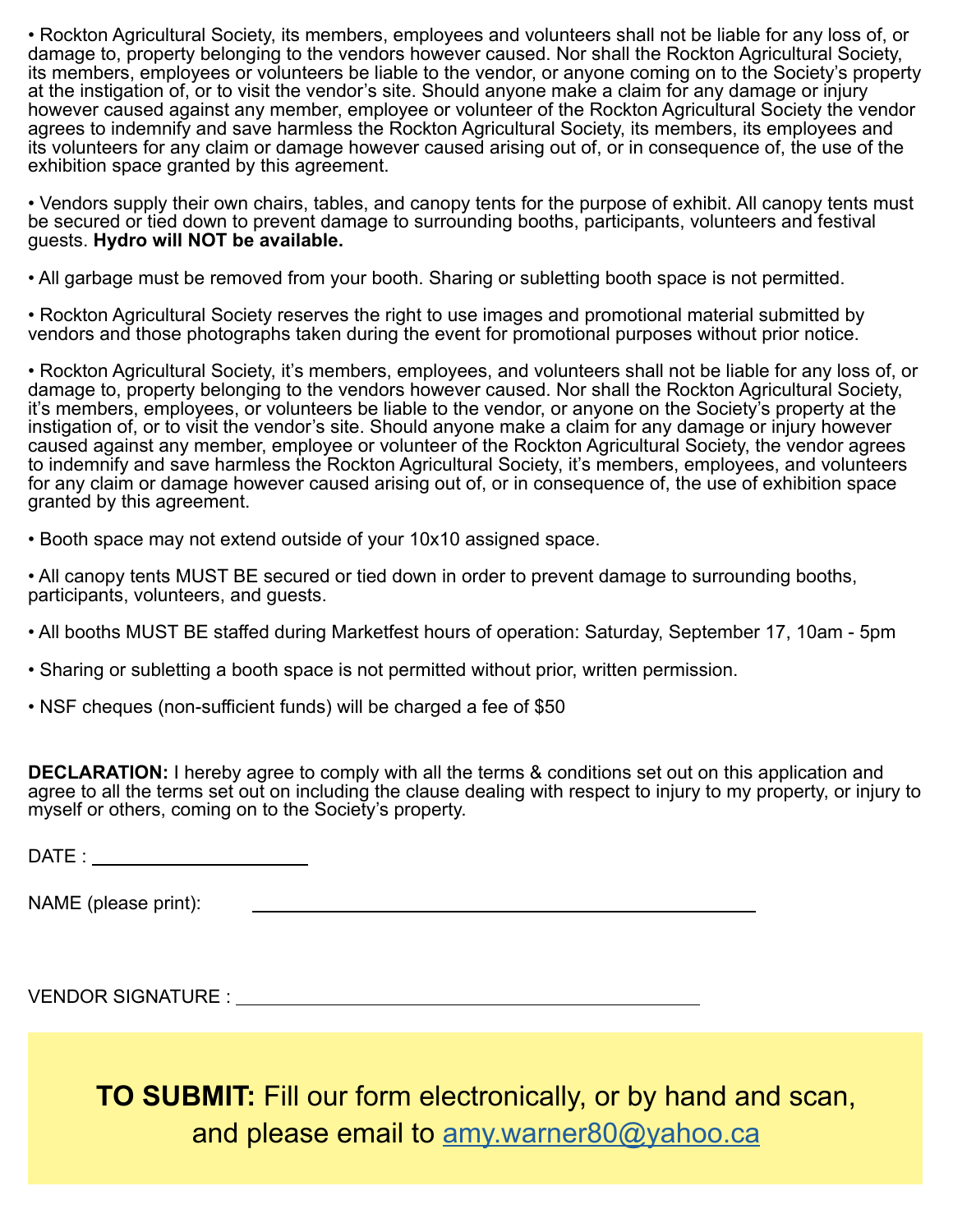- Rockton Agricultural Society, its members, employees and volunteers shall not be liable for any loss of, or damage to, property belonging to the vendors however caused. Nor shall the Rockton Agricultural Society, its members, employees or volunteers be liable to the vendor, or anyone coming on to the Society's property at the instigation of, or to visit the vendor's site. Should anyone make a claim for any damage or injury however caused against any member, employee or volunteer of the Rockton Agricultural Society the vendor agrees to indemnify and save harmless the Rockton Agricultural Society, its members, its employees and its volunteers for any claim or damage however caused arising out of, or in consequence of, the use of the exhibition space granted by this agreement.

- Vendors supply their own chairs, tables, and canopy tents for the purpose of exhibit. All canopy tents must be secured or tied down to prevent damage to surrounding booths, participants, volunteers and festival guests. **Hydro will NOT be available.**

- All garbage must be removed from your booth. Sharing or subletting booth space is not permitted.

- Rockton Agricultural Society reserves the right to use images and promotional material submitted by vendors and those photographs taken during the event for promotional purposes without prior notice.

- Rockton Agricultural Society, it's members, employees, and volunteers shall not be liable for any loss of, or damage to, property belonging to the vendors however caused. Nor shall the Rockton Agricultural Society, it's members, employees, or volunteers be liable to the vendor, or anyone on the Society's property at the instigation of, or to visit the vendor's site. Should anyone make a claim for any damage or injury however caused against any member, employee or volunteer of the Rockton Agricultural Society, the vendor agrees to indemnify and save harmless the Rockton Agricultural Society, it's members, employees, and volunteers for any claim or damage however caused arising out of, or in consequence of, the use of exhibition space granted by this agreement.

- Booth space may not extend outside of your 10x10 assigned space.

- All canopy tents MUST BE secured or tied down in order to prevent damage to surrounding booths, participants, volunteers, and guests.

- All booths MUST BE staffed during Marketfest hours of operation: Saturday, September 17, 10am - 5pm

- Sharing or subletting a booth space is not permitted without prior, written permission.

- NSF cheques (non-sufficient funds) will be charged a fee of $50

**DECLARATION:** I hereby agree to comply with all the terms & conditions set out on this application and agree to all the terms set out on including the clause dealing with respect to injury to my property, or injury to myself or others, coming on to the Society's property.

DATE : ____________________

NAME (please print): ________________________________________

VENDOR SIGNATURE : ____________________________________

**TO SUBMIT:** Fill our form electronically, or by hand and scan, and please email to amy.warner80@yahoo.ca